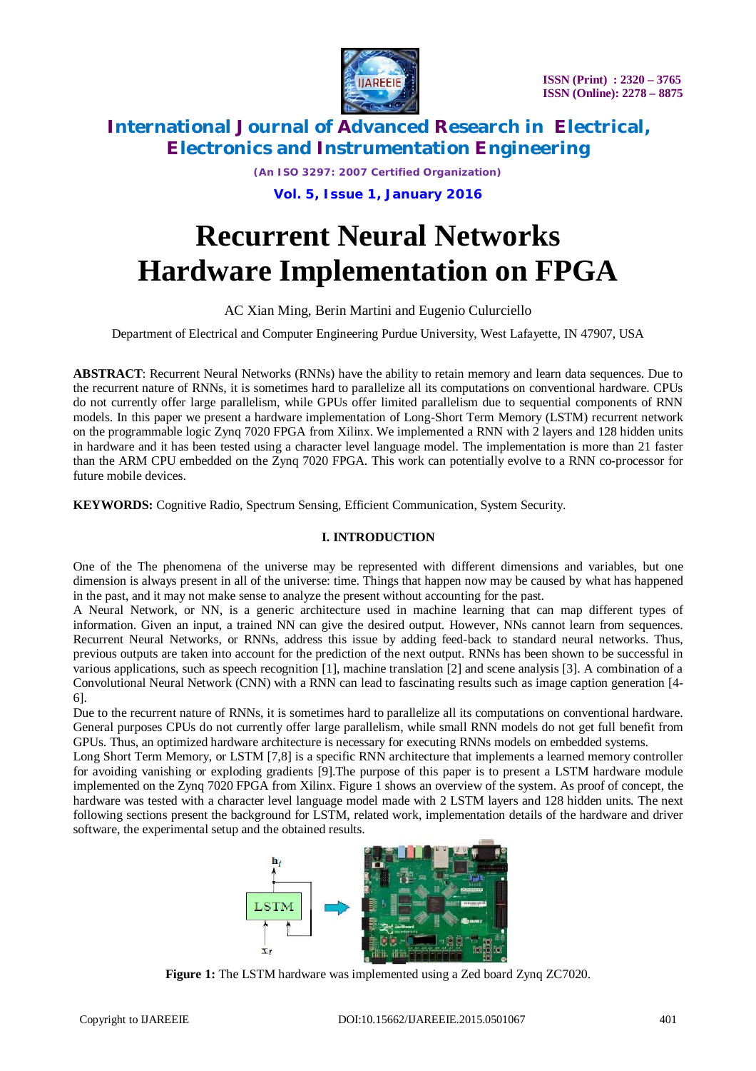# Recurrent Neural Networks Hardware Implementation on FPGA

AC Xian Ming, Berin Martini and Eugenio Culurciello

Department of Electrical and Computer Engineering Purdue University, West Lafayette, IN 47907, USA

**ABSTRACT**: Recurrent Neural Networks (RNNs) have the ability to retain memory and learn data sequences. Due to the recurrent nature of RNNs, it is sometimes hard to parallelize all its computations on conventional hardware. CPUs do not currently offer large parallelism, while GPUs offer limited parallelism due to sequential components of RNN models. In this paper we present a hardware implementation of Long-Short Term Memory (LSTM) recurrent network on the programmable logic Zynq 7020 FPGA from Xilinx. We implemented a RNN with 2 layers and 128 hidden units in hardware and it has been tested using a character level language model. The implementation is more than 21 faster than the ARM CPU embedded on the Zynq 7020 FPGA. This work can potentially evolve to a RNN co-processor for future mobile devices.

**KEYWORDS:** Cognitive Radio, Spectrum Sensing, Efficient Communication, System Security.

## I. INTRODUCTION

One of the The phenomena of the universe may be represented with different dimensions and variables, but one dimension is always present in all of the universe: time. Things that happen now may be caused by what has happened in the past, and it may not make sense to analyze the present without accounting for the past.

A Neural Network, or NN, is a generic architecture used in machine learning that can map different types of information. Given an input, a trained NN can give the desired output. However, NNs cannot learn from sequences. Recurrent Neural Networks, or RNNs, address this issue by adding feed-back to standard neural networks. Thus, previous outputs are taken into account for the prediction of the next output. RNNs has been shown to be successful in various applications, such as speech recognition [1], machine translation [2] and scene analysis [3]. A combination of a Convolutional Neural Network (CNN) with a RNN can lead to fascinating results such as image caption generation [4-6].

Due to the recurrent nature of RNNs, it is sometimes hard to parallelize all its computations on conventional hardware. General purposes CPUs do not currently offer large parallelism, while small RNN models do not get full benefit from GPUs. Thus, an optimized hardware architecture is necessary for executing RNNs models on embedded systems.

Long Short Term Memory, or LSTM [7,8] is a specific RNN architecture that implements a learned memory controller for avoiding vanishing or exploding gradients [9].The purpose of this paper is to present a LSTM hardware module implemented on the Zynq 7020 FPGA from Xilinx. Figure 1 shows an overview of the system. As proof of concept, the hardware was tested with a character level language model made with 2 LSTM layers and 128 hidden units. The next following sections present the background for LSTM, related work, implementation details of the hardware and driver software, the experimental setup and the obtained results.

**Figure 1:** The LSTM hardware was implemented using a Zed board Zynq ZC7020.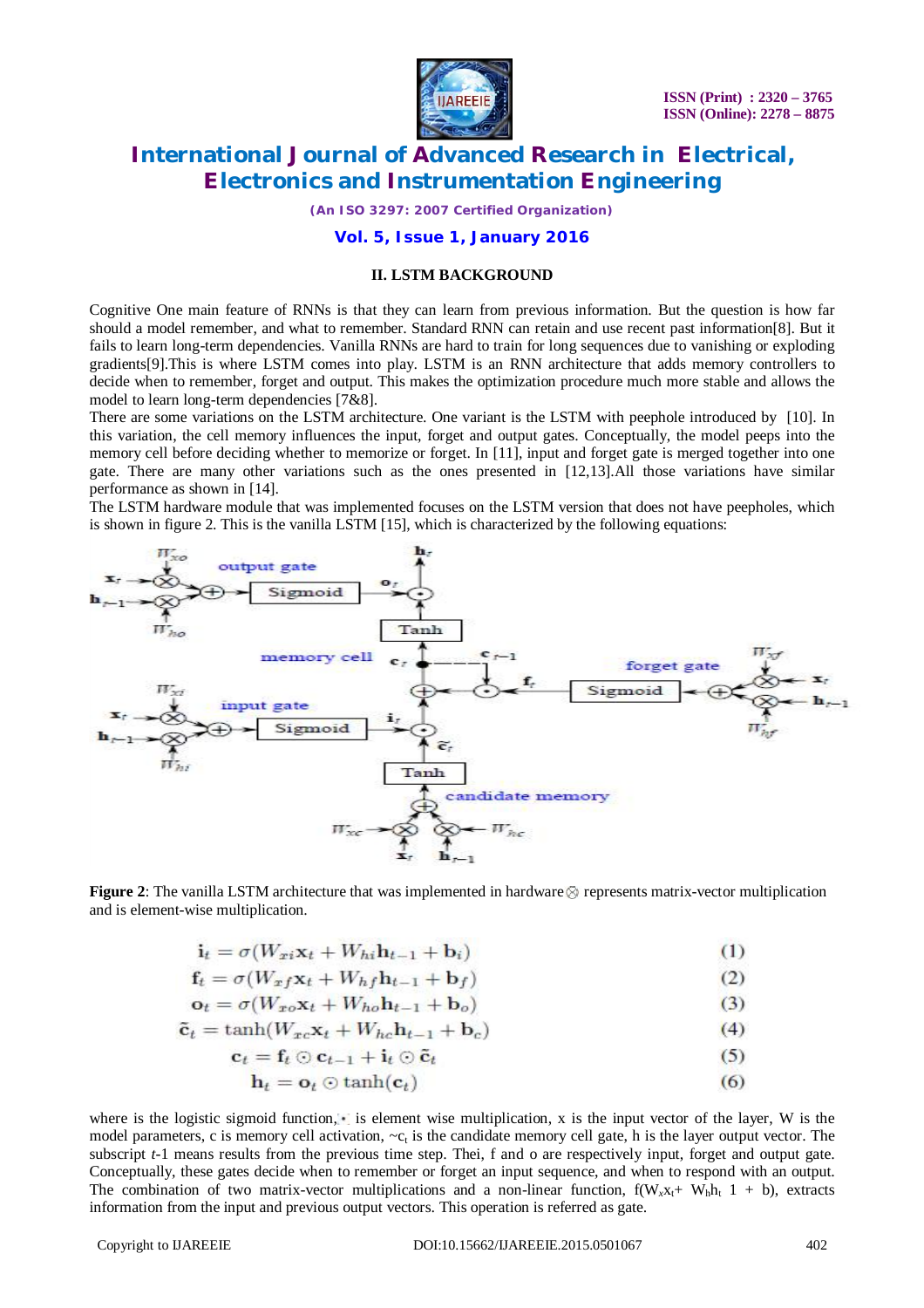## II. LSTM BACKGROUND

Cognitive One main feature of RNNs is that they can learn from previous information. But the question is how far should a model remember, and what to remember. Standard RNN can retain and use recent past information[8]. But it fails to learn long-term dependencies. Vanilla RNNs are hard to train for long sequences due to vanishing or exploding gradients[9].This is where LSTM comes into play. LSTM is an RNN architecture that adds memory controllers to decide when to remember, forget and output. This makes the optimization procedure much more stable and allows the model to learn long-term dependencies [7&8].

There are some variations on the LSTM architecture. One variant is the LSTM with peephole introduced by [10]. In this variation, the cell memory influences the input, forget and output gates. Conceptually, the model peeps into the memory cell before deciding whether to memorize or forget. In [11], input and forget gate is merged together into one gate. There are many other variations such as the ones presented in [12,13].All those variations have similar performance as shown in [14].

The LSTM hardware module that was implemented focuses on the LSTM version that does not have peepholes, which is shown in figure 2. This is the vanilla LSTM [15], which is characterized by the following equations:

**Figure 2**: The vanilla LSTM architecture that was implemented in hardware ⊗ represents matrix-vector multiplication and is element-wise multiplication.

$$\mathbf{i}_t = \sigma(W_{xi}\mathbf{x}_t + W_{hi}\mathbf{h}_{t-1} + \mathbf{b}_i) \quad (1)$$

$$\mathbf{f}_t = \sigma(W_{xf}\mathbf{x}_t + W_{hf}\mathbf{h}_{t-1} + \mathbf{b}_f) \quad (2)$$

$$\mathbf{o}_t = \sigma(W_{xo}\mathbf{x}_t + W_{ho}\mathbf{h}_{t-1} + \mathbf{b}_o) \quad (3)$$

$$\tilde{\mathbf{c}}_t = \tanh(W_{xc}\mathbf{x}_t + W_{hc}\mathbf{h}_{t-1} + \mathbf{b}_c) \quad (4)$$

$$\mathbf{c}_t = \mathbf{f}_t \odot \mathbf{c}_{t-1} + \mathbf{i}_t \odot \tilde{\mathbf{c}}_t \quad (5)$$

$$\mathbf{h}_t = \mathbf{o}_t \odot \tanh(\mathbf{c}_t) \quad (6)$$

where is the logistic sigmoid function, $\odot$ is element wise multiplication, x is the input vector of the layer, W is the model parameters, c is memory cell activation, $\sim c_t$ is the candidate memory cell gate, h is the layer output vector. The subscript *t*-1 means results from the previous time step. Thei, f and o are respectively input, forget and output gate. Conceptually, these gates decide when to remember or forget an input sequence, and when to respond with an output. The combination of two matrix-vector multiplications and a non-linear function, $f(W_x x_t + W_h h_{t} \; 1 + b)$, extracts information from the input and previous output vectors. This operation is referred as gate.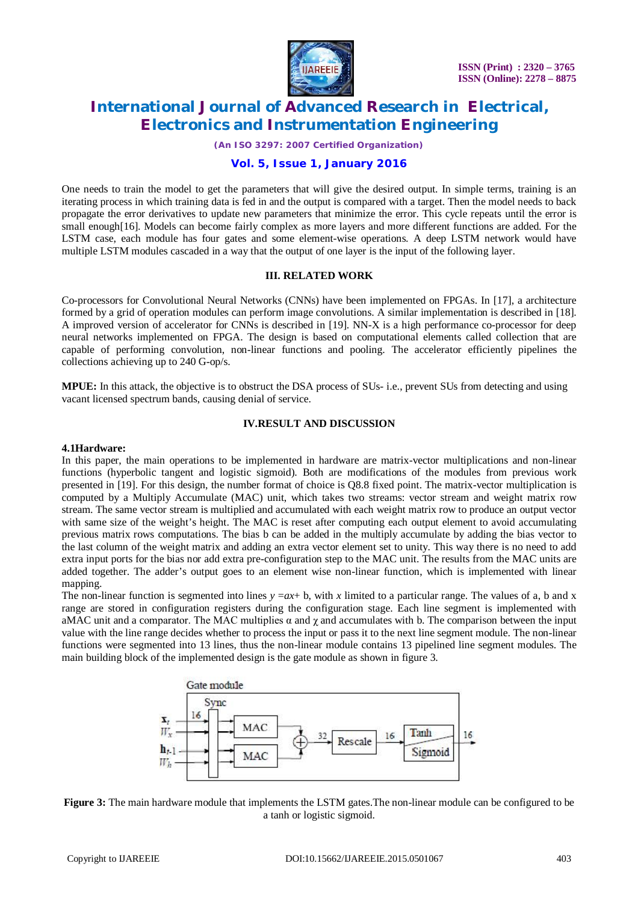One needs to train the model to get the parameters that will give the desired output. In simple terms, training is an iterating process in which training data is fed in and the output is compared with a target. Then the model needs to back propagate the error derivatives to update new parameters that minimize the error. This cycle repeats until the error is small enough[16]. Models can become fairly complex as more layers and more different functions are added. For the LSTM case, each module has four gates and some element-wise operations. A deep LSTM network would have multiple LSTM modules cascaded in a way that the output of one layer is the input of the following layer.

## III. RELATED WORK

Co-processors for Convolutional Neural Networks (CNNs) have been implemented on FPGAs. In [17], a architecture formed by a grid of operation modules can perform image convolutions. A similar implementation is described in [18]. A improved version of accelerator for CNNs is described in [19]. NN-X is a high performance co-processor for deep neural networks implemented on FPGA. The design is based on computational elements called collection that are capable of performing convolution, non-linear functions and pooling. The accelerator efficiently pipelines the collections achieving up to 240 G-op/s.

**MPUE:** In this attack, the objective is to obstruct the DSA process of SUs- i.e., prevent SUs from detecting and using vacant licensed spectrum bands, causing denial of service.

## IV.RESULT AND DISCUSSION

### 4.1Hardware:

In this paper, the main operations to be implemented in hardware are matrix-vector multiplications and non-linear functions (hyperbolic tangent and logistic sigmoid). Both are modifications of the modules from previous work presented in [19]. For this design, the number format of choice is Q8.8 fixed point. The matrix-vector multiplication is computed by a Multiply Accumulate (MAC) unit, which takes two streams: vector stream and weight matrix row stream. The same vector stream is multiplied and accumulated with each weight matrix row to produce an output vector with same size of the weight's height. The MAC is reset after computing each output element to avoid accumulating previous matrix rows computations. The bias b can be added in the multiply accumulate by adding the bias vector to the last column of the weight matrix and adding an extra vector element set to unity. This way there is no need to add extra input ports for the bias nor add extra pre-configuration step to the MAC unit. The results from the MAC units are added together. The adder's output goes to an element wise non-linear function, which is implemented with linear mapping.

The non-linear function is segmented into lines $y = ax + b$, with $x$ limited to a particular range. The values of a, b and x range are stored in configuration registers during the configuration stage. Each line segment is implemented with aMAC unit and a comparator. The MAC multiplies $\alpha$ and $\chi$ and accumulates with b. The comparison between the input value with the line range decides whether to process the input or pass it to the next line segment module. The non-linear functions were segmented into 13 lines, thus the non-linear module contains 13 pipelined line segment modules. The main building block of the implemented design is the gate module as shown in figure 3.

**Figure 3:** The main hardware module that implements the LSTM gates.The non-linear module can be configured to be a tanh or logistic sigmoid.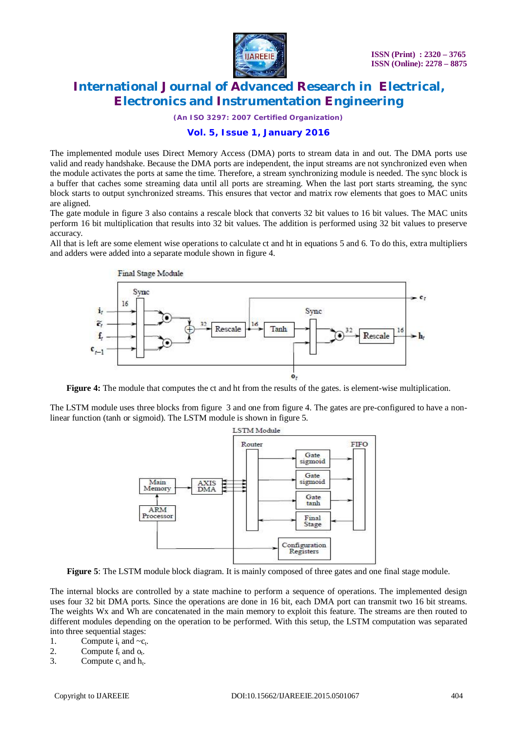The implemented module uses Direct Memory Access (DMA) ports to stream data in and out. The DMA ports use valid and ready handshake. Because the DMA ports are independent, the input streams are not synchronized even when the module activates the ports at same the time. Therefore, a stream synchronizing module is needed. The sync block is a buffer that caches some streaming data until all ports are streaming. When the last port starts streaming, the sync block starts to output synchronized streams. This ensures that vector and matrix row elements that goes to MAC units are aligned.

The gate module in figure 3 also contains a rescale block that converts 32 bit values to 16 bit values. The MAC units perform 16 bit multiplication that results into 32 bit values. The addition is performed using 32 bit values to preserve accuracy.

All that is left are some element wise operations to calculate ct and ht in equations 5 and 6. To do this, extra multipliers and adders were added into a separate module shown in figure 4.

**Figure 4:** The module that computes the ct and ht from the results of the gates. is element-wise multiplication.

The LSTM module uses three blocks from figure 3 and one from figure 4. The gates are pre-configured to have a non-linear function (tanh or sigmoid). The LSTM module is shown in figure 5.

**Figure 5**: The LSTM module block diagram. It is mainly composed of three gates and one final stage module.

The internal blocks are controlled by a state machine to perform a sequence of operations. The implemented design uses four 32 bit DMA ports. Since the operations are done in 16 bit, each DMA port can transmit two 16 bit streams. The weights Wx and Wh are concatenated in the main memory to exploit this feature. The streams are then routed to different modules depending on the operation to be performed. With this setup, the LSTM computation was separated into three sequential stages:

1. Compute $i_t$ and $\sim c_t$.
2. Compute $f_t$ and $o_t$.
3. Compute $c_t$ and $h_t$.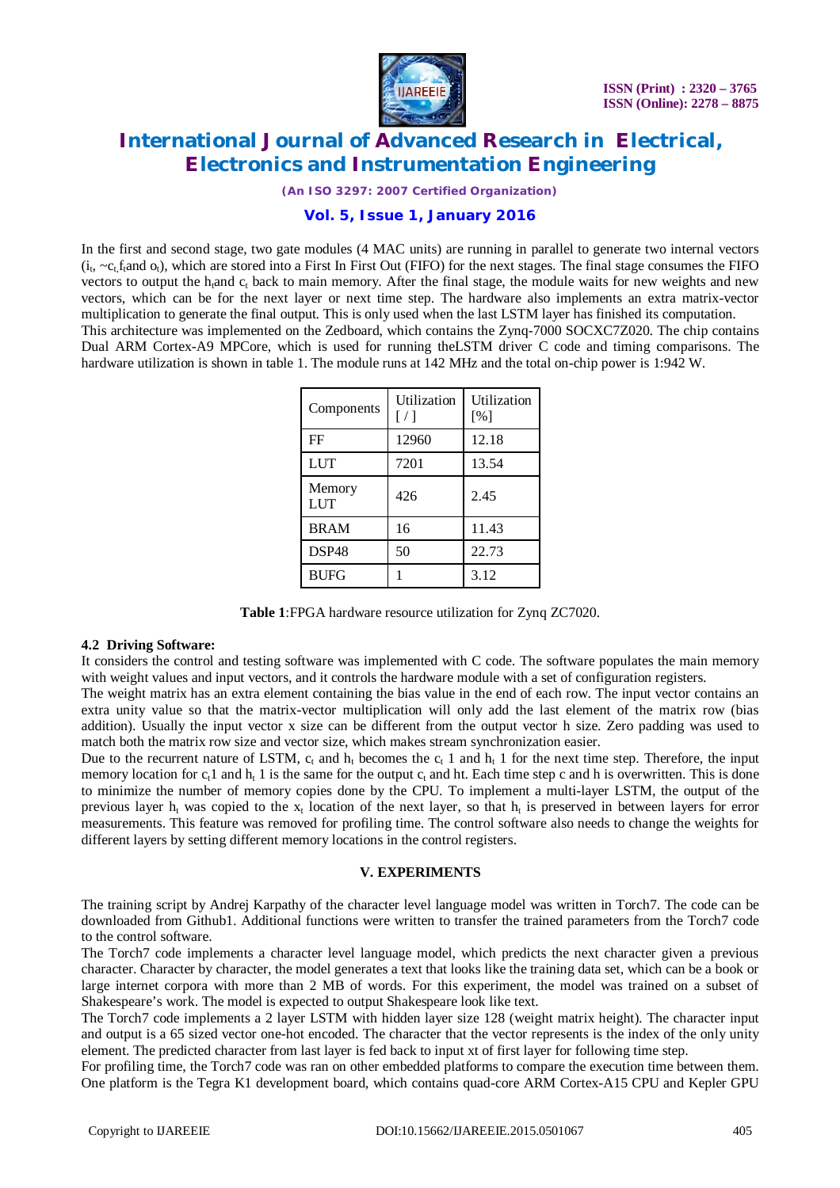In the first and second stage, two gate modules (4 MAC units) are running in parallel to generate two internal vectors ($i_t$, ~$c_t$, $f_t$and $o_t$), which are stored into a First In First Out (FIFO) for the next stages. The final stage consumes the FIFO vectors to output the $h_t$and $c_t$ back to main memory. After the final stage, the module waits for new weights and new vectors, which can be for the next layer or next time step. The hardware also implements an extra matrix-vector multiplication to generate the final output. This is only used when the last LSTM layer has finished its computation.

This architecture was implemented on the Zedboard, which contains the Zynq-7000 SOCXC7Z020. The chip contains Dual ARM Cortex-A9 MPCore, which is used for running theLSTM driver C code and timing comparisons. The hardware utilization is shown in table 1. The module runs at 142 MHz and the total on-chip power is 1:942 W.

| Components | Utilization [ / ] | Utilization [%] |
|---|---|---|
| FF | 12960 | 12.18 |
| LUT | 7201 | 13.54 |
| Memory LUT | 426 | 2.45 |
| BRAM | 16 | 11.43 |
| DSP48 | 50 | 22.73 |
| BUFG | 1 | 3.12 |

**Table 1**:FPGA hardware resource utilization for Zynq ZC7020.

### 4.2 Driving Software:

It considers the control and testing software was implemented with C code. The software populates the main memory with weight values and input vectors, and it controls the hardware module with a set of configuration registers.

The weight matrix has an extra element containing the bias value in the end of each row. The input vector contains an extra unity value so that the matrix-vector multiplication will only add the last element of the matrix row (bias addition). Usually the input vector x size can be different from the output vector h size. Zero padding was used to match both the matrix row size and vector size, which makes stream synchronization easier.

Due to the recurrent nature of LSTM, $c_t$ and $h_t$ becomes the $c_t$ 1 and $h_t$ 1 for the next time step. Therefore, the input memory location for $c_t$1 and $h_t$ 1 is the same for the output $c_t$ and ht. Each time step c and h is overwritten. This is done to minimize the number of memory copies done by the CPU. To implement a multi-layer LSTM, the output of the previous layer $h_t$ was copied to the $x_t$ location of the next layer, so that $h_t$ is preserved in between layers for error measurements. This feature was removed for profiling time. The control software also needs to change the weights for different layers by setting different memory locations in the control registers.

## V. EXPERIMENTS

The training script by Andrej Karpathy of the character level language model was written in Torch7. The code can be downloaded from Github1. Additional functions were written to transfer the trained parameters from the Torch7 code to the control software.

The Torch7 code implements a character level language model, which predicts the next character given a previous character. Character by character, the model generates a text that looks like the training data set, which can be a book or large internet corpora with more than 2 MB of words. For this experiment, the model was trained on a subset of Shakespeare's work. The model is expected to output Shakespeare look like text.

The Torch7 code implements a 2 layer LSTM with hidden layer size 128 (weight matrix height). The character input and output is a 65 sized vector one-hot encoded. The character that the vector represents is the index of the only unity element. The predicted character from last layer is fed back to input xt of first layer for following time step.

For profiling time, the Torch7 code was ran on other embedded platforms to compare the execution time between them. One platform is the Tegra K1 development board, which contains quad-core ARM Cortex-A15 CPU and Kepler GPU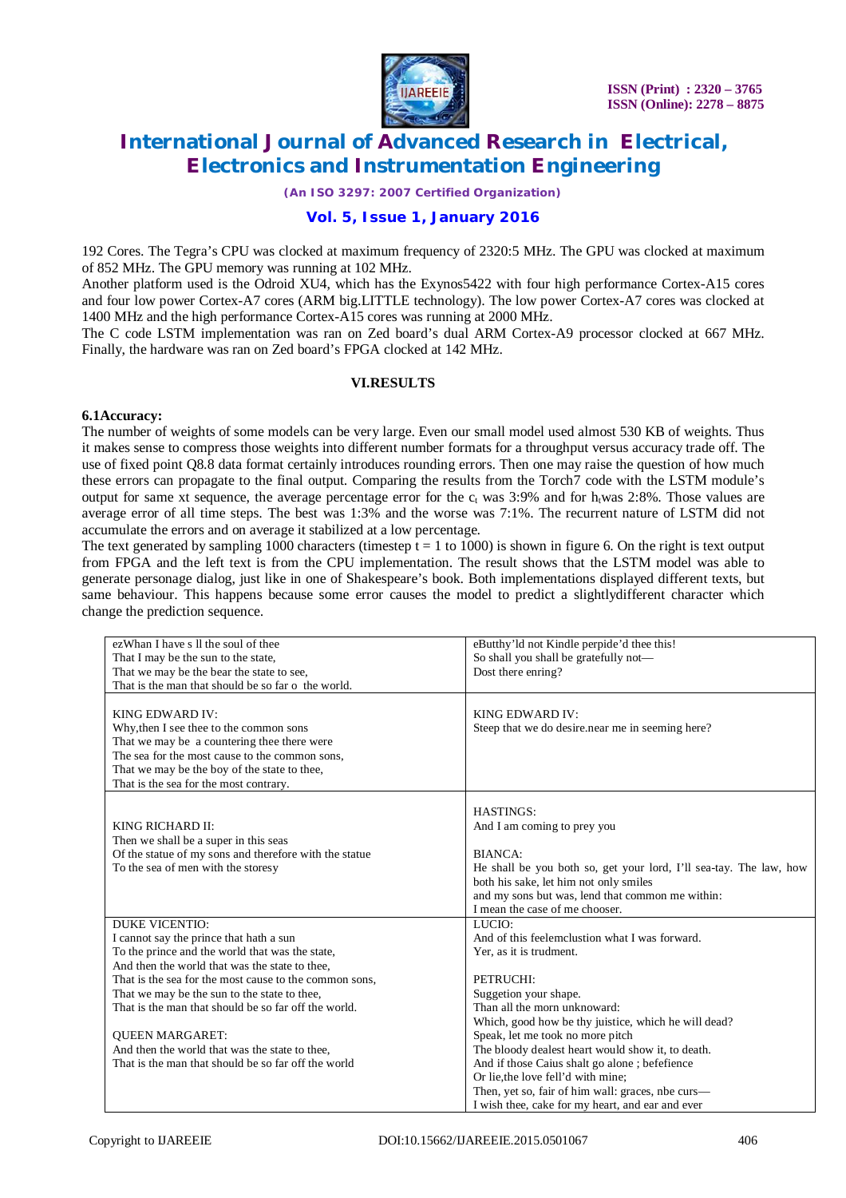192 Cores. The Tegra's CPU was clocked at maximum frequency of 2320:5 MHz. The GPU was clocked at maximum of 852 MHz. The GPU memory was running at 102 MHz.

Another platform used is the Odroid XU4, which has the Exynos5422 with four high performance Cortex-A15 cores and four low power Cortex-A7 cores (ARM big.LITTLE technology). The low power Cortex-A7 cores was clocked at 1400 MHz and the high performance Cortex-A15 cores was running at 2000 MHz.

The C code LSTM implementation was ran on Zed board's dual ARM Cortex-A9 processor clocked at 667 MHz. Finally, the hardware was ran on Zed board's FPGA clocked at 142 MHz.

## VI.RESULTS

### 6.1Accuracy:

The number of weights of some models can be very large. Even our small model used almost 530 KB of weights. Thus it makes sense to compress those weights into different number formats for a throughput versus accuracy trade off. The use of fixed point Q8.8 data format certainly introduces rounding errors. Then one may raise the question of how much these errors can propagate to the final output. Comparing the results from the Torch7 code with the LSTM module's output for same xt sequence, the average percentage error for the $c_t$ was 3:9% and for $h_t$was 2:8%. Those values are average error of all time steps. The best was 1:3% and the worse was 7:1%. The recurrent nature of LSTM did not accumulate the errors and on average it stabilized at a low percentage.

The text generated by sampling 1000 characters (timestep t = 1 to 1000) is shown in figure 6. On the right is text output from FPGA and the left text is from the CPU implementation. The result shows that the LSTM model was able to generate personage dialog, just like in one of Shakespeare's book. Both implementations displayed different texts, but same behaviour. This happens because some error causes the model to predict a slightlydifferent character which change the prediction sequence.

| | |
|---|---|
| ezWhan I have s ll the soul of thee<br>That I may be the sun to the state,<br>That we may be the bear the state to see,<br>That is the man that should be so far o the world. | eButthy'ld not Kindle perpide'd thee this!<br>So shall you shall be gratefully not—<br>Dost there enring? |
| KING EDWARD IV:<br>Why,then I see thee to the common sons<br>That we may be a countering thee there were<br>The sea for the most cause to the common sons,<br>That we may be the boy of the state to thee,<br>That is the sea for the most contrary. | KING EDWARD IV:<br>Steep that we do desire.near me in seeming here? |
| KING RICHARD II:<br>Then we shall be a super in this seas<br>Of the statue of my sons and therefore with the statue<br>To the sea of men with the storesy | HASTINGS:<br>And I am coming to prey you<br><br>BIANCA:<br>He shall be you both so, get your lord, I'll sea-tay. The law, how both his sake, let him not only smiles<br>and my sons but was, lend that common me within:<br>I mean the case of me chooser. |
| DUKE VICENTIO:<br>I cannot say the prince that hath a sun<br>To the prince and the world that was the state,<br>And then the world that was the state to thee,<br>That is the sea for the most cause to the common sons,<br>That we may be the sun to the state to thee,<br>That is the man that should be so far off the world.<br><br>QUEEN MARGARET:<br>And then the world that was the state to thee,<br>That is the man that should be so far off the world | LUCIO:<br>And of this feelemclustion what I was forward.<br>Yer, as it is trudment.<br><br>PETRUCHI:<br>Suggetion your shape.<br>Than all the morn unknoward:<br>Which, good how be thy juistice, which he will dead?<br>Speak, let me took no more pitch<br>The bloody dealest heart would show it, to death.<br>And if those Caius shalt go alone ; befefience<br>Or lie,the love fell'd with mine;<br>Then, yet so, fair of him wall: graces, nbe curs—<br>I wish thee, cake for my heart, and ear and ever |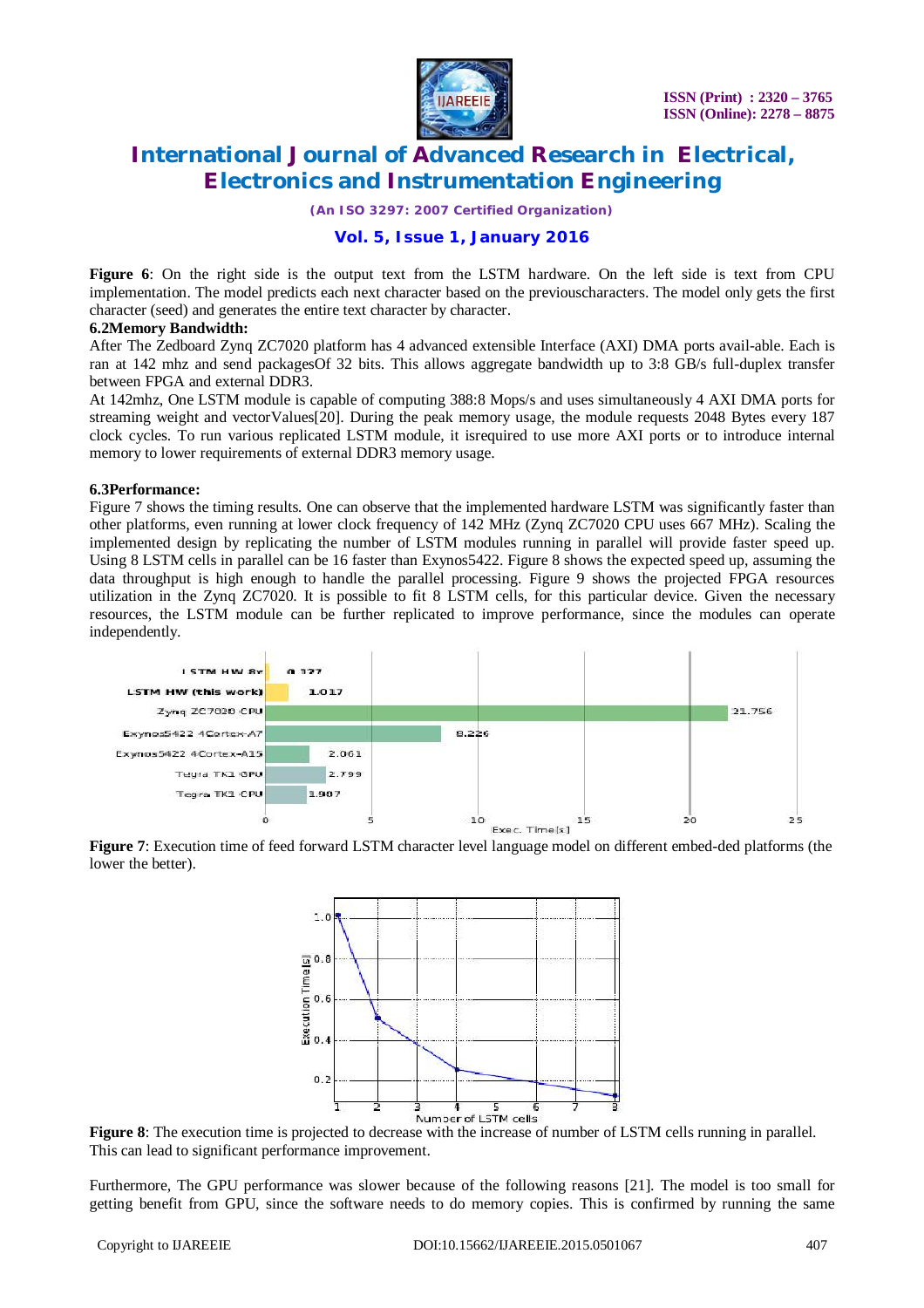**Figure 6**: On the right side is the output text from the LSTM hardware. On the left side is text from CPU implementation. The model predicts each next character based on the previouscharacters. The model only gets the first character (seed) and generates the entire text character by character.

### 6.2Memory Bandwidth:

After The Zedboard Zynq ZC7020 platform has 4 advanced extensible Interface (AXI) DMA ports avail-able. Each is ran at 142 mhz and send packagesOf 32 bits. This allows aggregate bandwidth up to 3:8 GB/s full-duplex transfer between FPGA and external DDR3.

At 142mhz, One LSTM module is capable of computing 388:8 Mops/s and uses simultaneously 4 AXI DMA ports for streaming weight and vectorValues[20]. During the peak memory usage, the module requests 2048 Bytes every 187 clock cycles. To run various replicated LSTM module, it isrequired to use more AXI ports or to introduce internal memory to lower requirements of external DDR3 memory usage.

### 6.3Performance:

Figure 7 shows the timing results. One can observe that the implemented hardware LSTM was significantly faster than other platforms, even running at lower clock frequency of 142 MHz (Zynq ZC7020 CPU uses 667 MHz). Scaling the implemented design by replicating the number of LSTM modules running in parallel will provide faster speed up. Using 8 LSTM cells in parallel can be 16 faster than Exynos5422. Figure 8 shows the expected speed up, assuming the data throughput is high enough to handle the parallel processing. Figure 9 shows the projected FPGA resources utilization in the Zynq ZC7020. It is possible to fit 8 LSTM cells, for this particular device. Given the necessary resources, the LSTM module can be further replicated to improve performance, since the modules can operate independently.

| Platform | Exec. Time [s] |
| --- | --- |
| LSTM HW 8x | 0.127 |
| LSTM HW (this work) | 1.017 |
| Zynq ZC7020 CPU | 21.756 |
| Exynos5422 4Cortex-A7 | 8.226 |
| Exynos5422 4Cortex-A15 | 2.061 |
| Tegra TK1 GPU | 2.799 |
| Tegra TK1 CPU | 1.907 |

**Figure 7**: Execution time of feed forward LSTM character level language model on different embed-ded platforms (the lower the better).

**Figure 8**: The execution time is projected to decrease with the increase of number of LSTM cells running in parallel. This can lead to significant performance improvement.

Furthermore, The GPU performance was slower because of the following reasons [21]. The model is too small for getting benefit from GPU, since the software needs to do memory copies. This is confirmed by running the same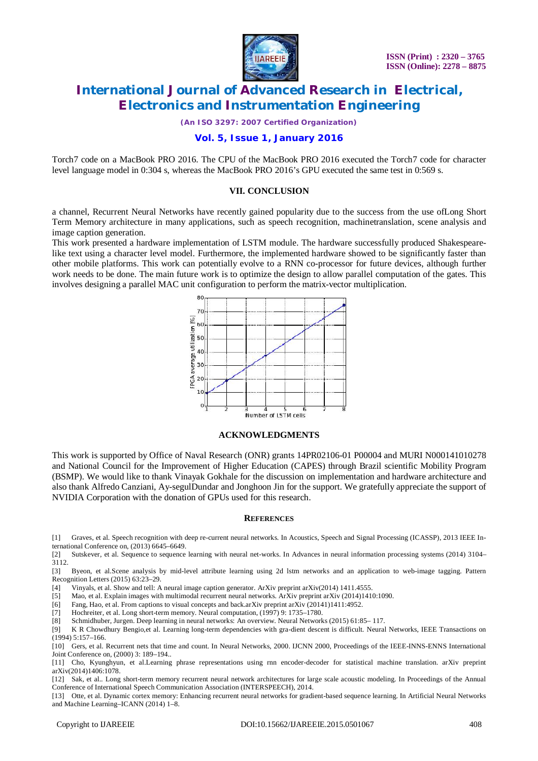Torch7 code on a MacBook PRO 2016. The CPU of the MacBook PRO 2016 executed the Torch7 code for character level language model in 0:304 s, whereas the MacBook PRO 2016's GPU executed the same test in 0:569 s.

## VII. CONCLUSION

a channel, Recurrent Neural Networks have recently gained popularity due to the success from the use ofLong Short Term Memory architecture in many applications, such as speech recognition, machinetranslation, scene analysis and image caption generation.

This work presented a hardware implementation of LSTM module. The hardware successfully produced Shakespeare-like text using a character level model. Furthermore, the implemented hardware showed to be significantly faster than other mobile platforms. This work can potentially evolve to a RNN co-processor for future devices, although further work needs to be done. The main future work is to optimize the design to allow parallel computation of the gates. This involves designing a parallel MAC unit configuration to perform the matrix-vector multiplication.

## ACKNOWLEDGMENTS

This work is supported by Office of Naval Research (ONR) grants 14PR02106-01 P00004 and MURI N000141010278 and National Council for the Improvement of Higher Education (CAPES) through Brazil scientific Mobility Program (BSMP). We would like to thank Vinayak Gokhale for the discussion on implementation and hardware architecture and also thank Alfredo Canziani, Ay-segulDundar and Jonghoon Jin for the support. We gratefully appreciate the support of NVIDIA Corporation with the donation of GPUs used for this research.

## REFERENCES

[1] Graves, et al. Speech recognition with deep re-current neural networks. In Acoustics, Speech and Signal Processing (ICASSP), 2013 IEEE International Conference on, (2013) 6645–6649.

[2] Sutskever, et al. Sequence to sequence learning with neural net-works. In Advances in neural information processing systems (2014) 3104–3112.

[3] Byeon, et al.Scene analysis by mid-level attribute learning using 2d lstm networks and an application to web-image tagging. Pattern Recognition Letters (2015) 63:23–29.

[4] Vinyals, et al. Show and tell: A neural image caption generator. ArXiv preprint arXiv(2014) 1411.4555.

[5] Mao, et al. Explain images with multimodal recurrent neural networks. ArXiv preprint arXiv (2014)1410:1090.

[6] Fang, Hao, et al. From captions to visual concepts and back.arXiv preprint arXiv (20141)1411:4952.

[7] Hochreiter, et al. Long short-term memory. Neural computation, (1997) 9: 1735–1780.

[8] Schmidhuber, Jurgen. Deep learning in neural networks: An overview. Neural Networks (2015) 61:85– 117.

[9] K R Chowdhury Bengio,et al. Learning long-term dependencies with gra-dient descent is difficult. Neural Networks, IEEE Transactions on (1994) 5:157–166.

[10] Gers, et al. Recurrent nets that time and count. In Neural Networks, 2000. IJCNN 2000, Proceedings of the IEEE-INNS-ENNS International Joint Conference on, (2000) 3: 189–194..

[11] Cho, Kyunghyun, et al.Learning phrase representations using rnn encoder-decoder for statistical machine translation. arXiv preprint arXiv(2014)1406:1078.

[12] Sak, et al.. Long short-term memory recurrent neural network architectures for large scale acoustic modeling. In Proceedings of the Annual Conference of International Speech Communication Association (INTERSPEECH), 2014.

[13] Otte, et al. Dynamic cortex memory: Enhancing recurrent neural networks for gradient-based sequence learning. In Artificial Neural Networks and Machine Learning–ICANN (2014) 1–8.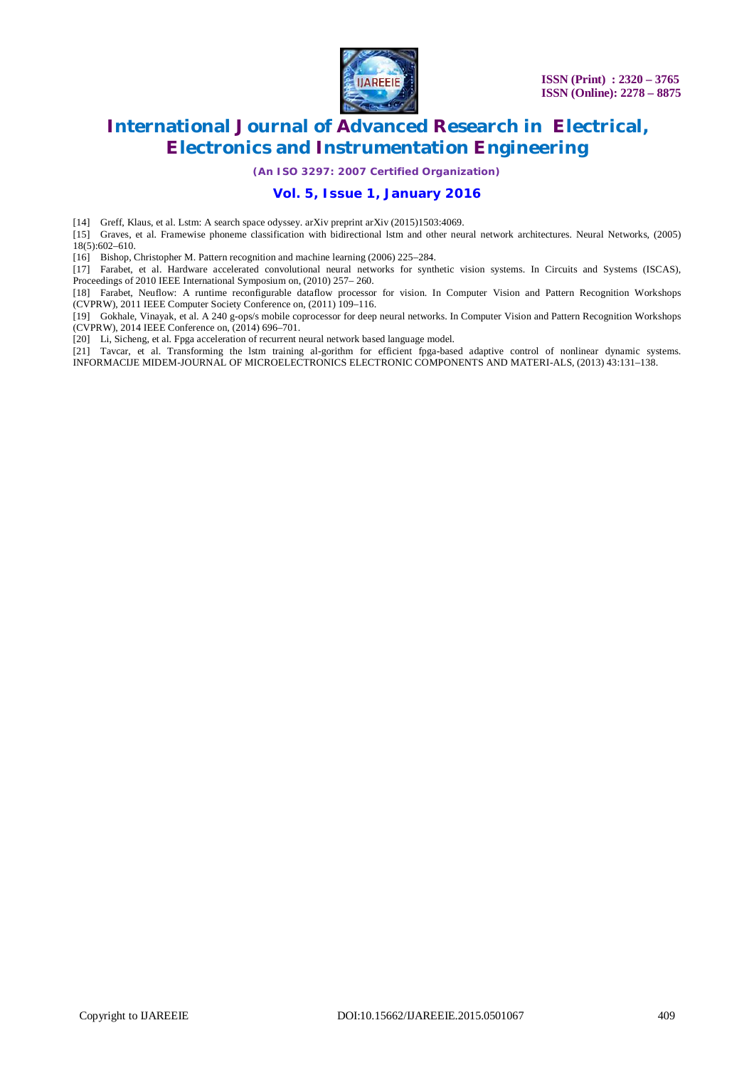[14] Greff, Klaus, et al. Lstm: A search space odyssey. arXiv preprint arXiv (2015)1503:4069.

[15] Graves, et al. Framewise phoneme classification with bidirectional lstm and other neural network architectures. Neural Networks, (2005) 18(5):602–610.

[16] Bishop, Christopher M. Pattern recognition and machine learning (2006) 225–284.

[17] Farabet, et al. Hardware accelerated convolutional neural networks for synthetic vision systems. In Circuits and Systems (ISCAS), Proceedings of 2010 IEEE International Symposium on, (2010) 257– 260.

[18] Farabet, Neuflow: A runtime reconfigurable dataflow processor for vision. In Computer Vision and Pattern Recognition Workshops (CVPRW), 2011 IEEE Computer Society Conference on, (2011) 109–116.

[19] Gokhale, Vinayak, et al. A 240 g-ops/s mobile coprocessor for deep neural networks. In Computer Vision and Pattern Recognition Workshops (CVPRW), 2014 IEEE Conference on, (2014) 696–701.

[20] Li, Sicheng, et al. Fpga acceleration of recurrent neural network based language model.

[21] Tavcar, et al. Transforming the lstm training al-gorithm for efficient fpga-based adaptive control of nonlinear dynamic systems. INFORMACIJE MIDEM-JOURNAL OF MICROELECTRONICS ELECTRONIC COMPONENTS AND MATERI-ALS, (2013) 43:131–138.